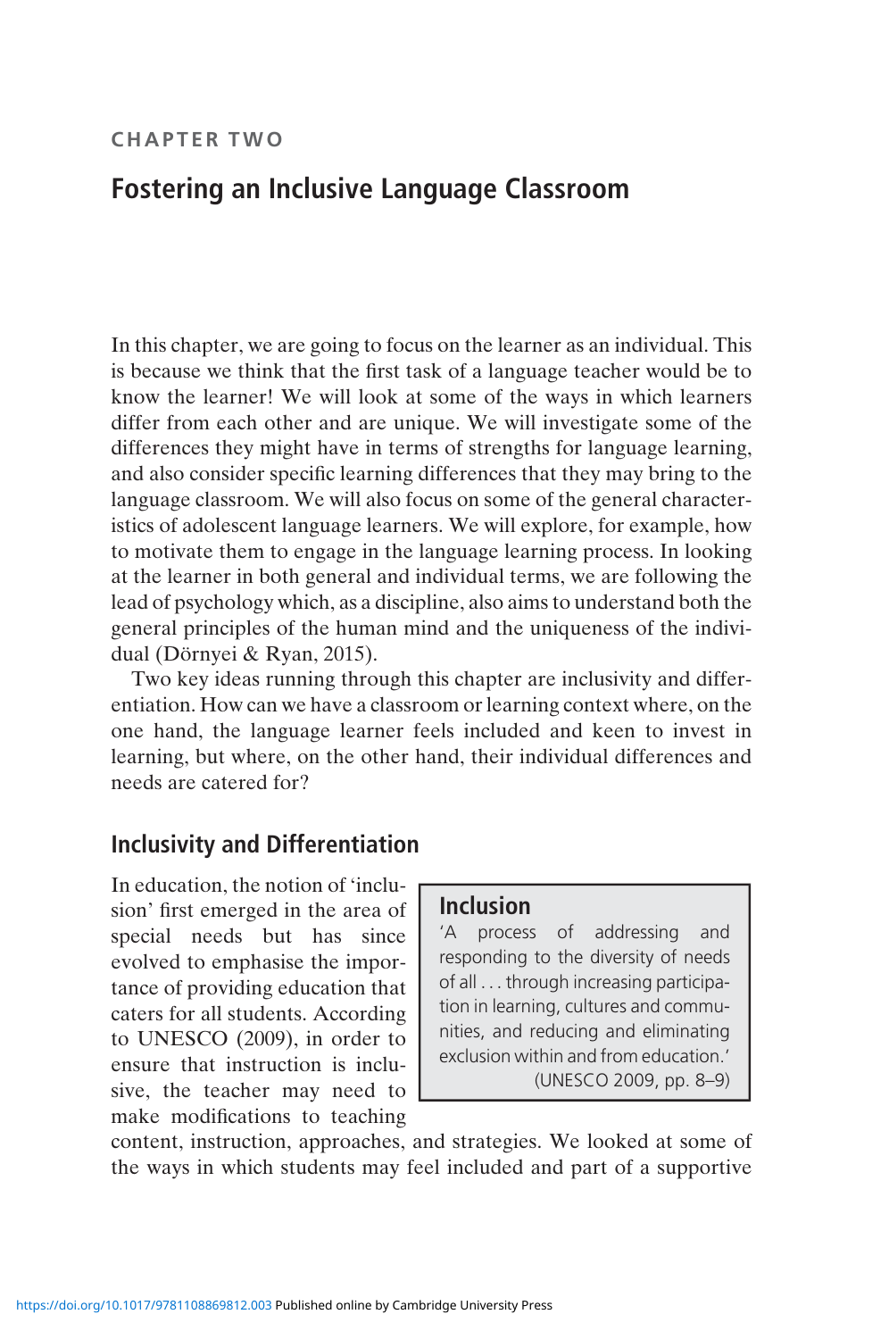CHAPTER TWO

# Fostering an Inclusive Language Classroom

In this chapter, we are going to focus on the learner as an individual. This is because we think that the first task of a language teacher would be to know the learner! We will look at some of the ways in which learners differ from each other and are unique. We will investigate some of the differences they might have in terms of strengths for language learning, and also consider specific learning differences that they may bring to the language classroom. We will also focus on some of the general characteristics of adolescent language learners. We will explore, for example, how to motivate them to engage in the language learning process. In looking at the learner in both general and individual terms, we are following the lead of psychology which, as a discipline, also aims to understand both the general principles of the human mind and the uniqueness of the individual (Dörnyei & Ryan, 2015).

Two key ideas running through this chapter are inclusivity and differentiation. How can we have a classroom or learning context where, on the one hand, the language learner feels included and keen to invest in learning, but where, on the other hand, their individual differences and needs are catered for?

## Inclusivity and Differentiation

> **Inclusion**
>
> 'A process of addressing and responding to the diversity of needs of all . . . through increasing participation in learning, cultures and communities, and reducing and eliminating exclusion within and from education.'
>
> (UNESCO 2009, pp. 8–9)

In education, the notion of 'inclusion' first emerged in the area of special needs but has since evolved to emphasise the importance of providing education that caters for all students. According to UNESCO (2009), in order to ensure that instruction is inclusive, the teacher may need to make modifications to teaching content, instruction, approaches, and strategies. We looked at some of the ways in which students may feel included and part of a supportive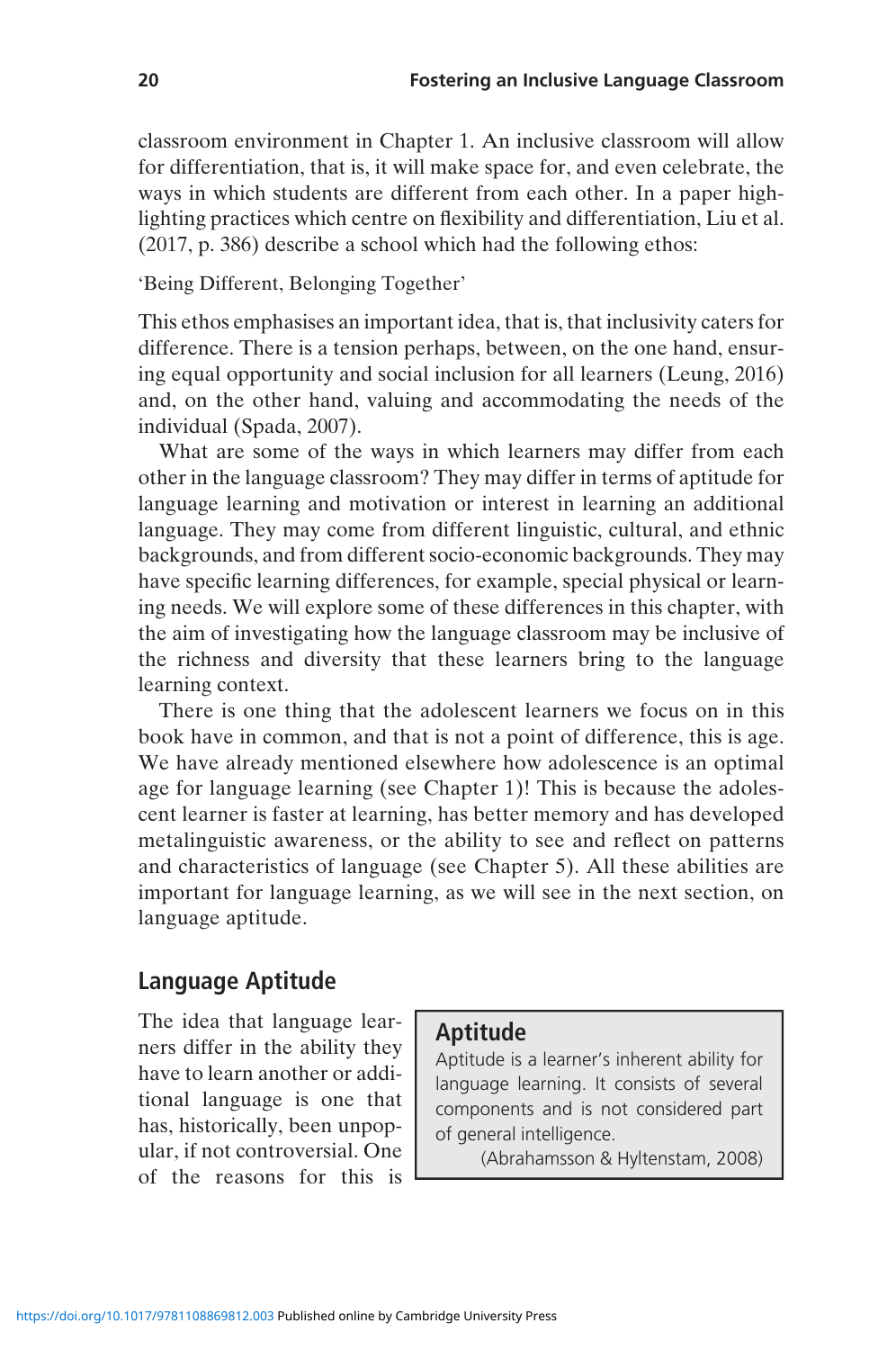classroom environment in Chapter 1. An inclusive classroom will allow for differentiation, that is, it will make space for, and even celebrate, the ways in which students are different from each other. In a paper highlighting practices which centre on flexibility and differentiation, Liu et al. (2017, p. 386) describe a school which had the following ethos:

'Being Different, Belonging Together'

This ethos emphasises an important idea, that is, that inclusivity caters for difference. There is a tension perhaps, between, on the one hand, ensuring equal opportunity and social inclusion for all learners (Leung, 2016) and, on the other hand, valuing and accommodating the needs of the individual (Spada, 2007).

What are some of the ways in which learners may differ from each other in the language classroom? They may differ in terms of aptitude for language learning and motivation or interest in learning an additional language. They may come from different linguistic, cultural, and ethnic backgrounds, and from different socio-economic backgrounds. They may have specific learning differences, for example, special physical or learning needs. We will explore some of these differences in this chapter, with the aim of investigating how the language classroom may be inclusive of the richness and diversity that these learners bring to the language learning context.

There is one thing that the adolescent learners we focus on in this book have in common, and that is not a point of difference, this is age. We have already mentioned elsewhere how adolescence is an optimal age for language learning (see Chapter 1)! This is because the adolescent learner is faster at learning, has better memory and has developed metalinguistic awareness, or the ability to see and reflect on patterns and characteristics of language (see Chapter 5). All these abilities are important for language learning, as we will see in the next section, on language aptitude.

## Language Aptitude

> **Aptitude**
>
> Aptitude is a learner's inherent ability for language learning. It consists of several components and is not considered part of general intelligence.
>
> (Abrahamsson & Hyltenstam, 2008)

The idea that language learners differ in the ability they have to learn another or additional language is one that has, historically, been unpopular, if not controversial. One of the reasons for this is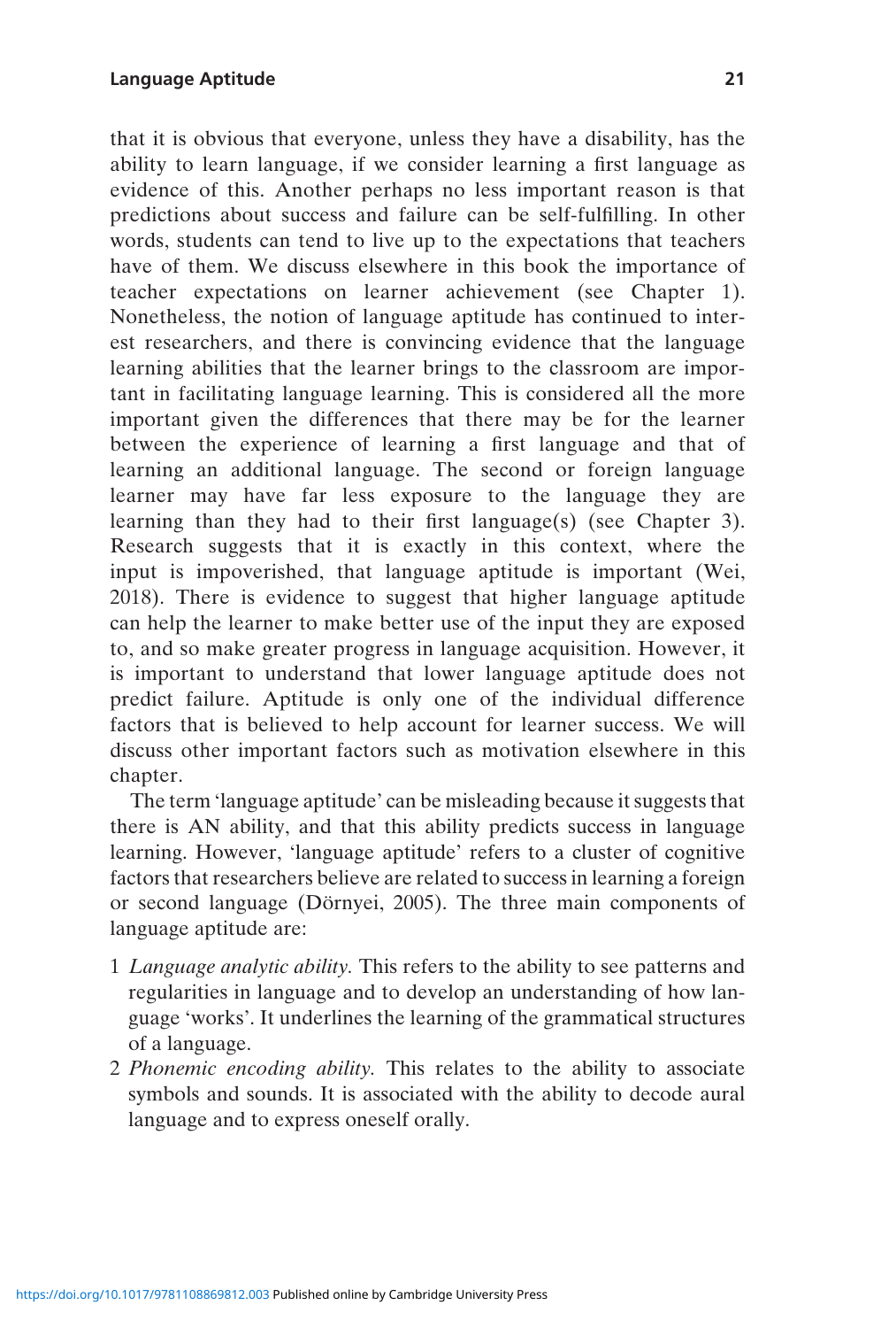that it is obvious that everyone, unless they have a disability, has the ability to learn language, if we consider learning a first language as evidence of this. Another perhaps no less important reason is that predictions about success and failure can be self-fulfilling. In other words, students can tend to live up to the expectations that teachers have of them. We discuss elsewhere in this book the importance of teacher expectations on learner achievement (see Chapter 1). Nonetheless, the notion of language aptitude has continued to interest researchers, and there is convincing evidence that the language learning abilities that the learner brings to the classroom are important in facilitating language learning. This is considered all the more important given the differences that there may be for the learner between the experience of learning a first language and that of learning an additional language. The second or foreign language learner may have far less exposure to the language they are learning than they had to their first language(s) (see Chapter 3). Research suggests that it is exactly in this context, where the input is impoverished, that language aptitude is important (Wei, 2018). There is evidence to suggest that higher language aptitude can help the learner to make better use of the input they are exposed to, and so make greater progress in language acquisition. However, it is important to understand that lower language aptitude does not predict failure. Aptitude is only one of the individual difference factors that is believed to help account for learner success. We will discuss other important factors such as motivation elsewhere in this chapter.

The term 'language aptitude' can be misleading because it suggests that there is AN ability, and that this ability predicts success in language learning. However, 'language aptitude' refers to a cluster of cognitive factors that researchers believe are related to success in learning a foreign or second language (Dörnyei, 2005). The three main components of language aptitude are:

1 *Language analytic ability.* This refers to the ability to see patterns and regularities in language and to develop an understanding of how language 'works'. It underlines the learning of the grammatical structures of a language.
2 *Phonemic encoding ability.* This relates to the ability to associate symbols and sounds. It is associated with the ability to decode aural language and to express oneself orally.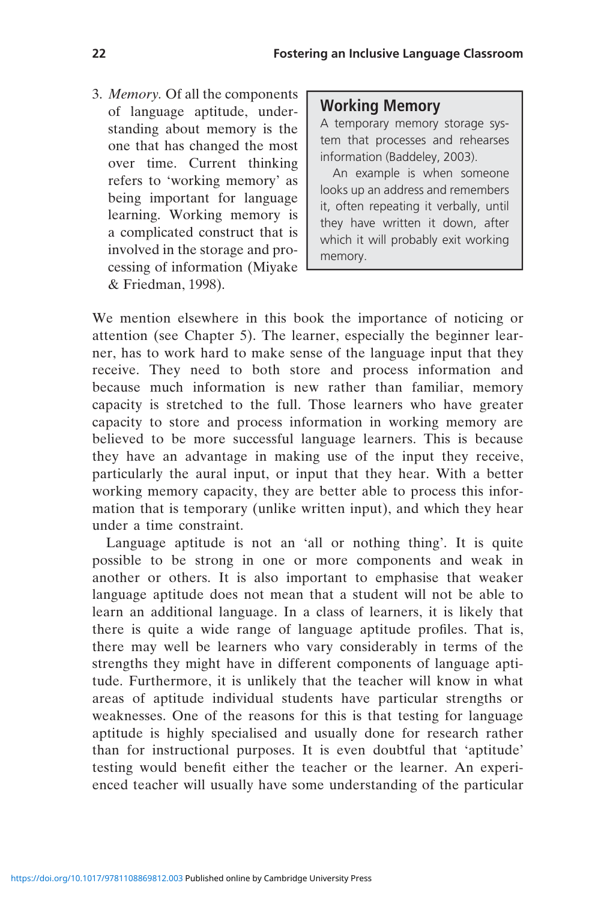3. *Memory.* Of all the components of language aptitude, understanding about memory is the one that has changed the most over time. Current thinking refers to 'working memory' as being important for language learning. Working memory is a complicated construct that is involved in the storage and processing of information (Miyake & Friedman, 1998).

> **Working Memory**
>
> A temporary memory storage system that processes and rehearses information (Baddeley, 2003).
>
> An example is when someone looks up an address and remembers it, often repeating it verbally, until they have written it down, after which it will probably exit working memory.

We mention elsewhere in this book the importance of noticing or attention (see Chapter 5). The learner, especially the beginner learner, has to work hard to make sense of the language input that they receive. They need to both store and process information and because much information is new rather than familiar, memory capacity is stretched to the full. Those learners who have greater capacity to store and process information in working memory are believed to be more successful language learners. This is because they have an advantage in making use of the input they receive, particularly the aural input, or input that they hear. With a better working memory capacity, they are better able to process this information that is temporary (unlike written input), and which they hear under a time constraint.

Language aptitude is not an 'all or nothing thing'. It is quite possible to be strong in one or more components and weak in another or others. It is also important to emphasise that weaker language aptitude does not mean that a student will not be able to learn an additional language. In a class of learners, it is likely that there is quite a wide range of language aptitude profiles. That is, there may well be learners who vary considerably in terms of the strengths they might have in different components of language aptitude. Furthermore, it is unlikely that the teacher will know in what areas of aptitude individual students have particular strengths or weaknesses. One of the reasons for this is that testing for language aptitude is highly specialised and usually done for research rather than for instructional purposes. It is even doubtful that 'aptitude' testing would benefit either the teacher or the learner. An experienced teacher will usually have some understanding of the particular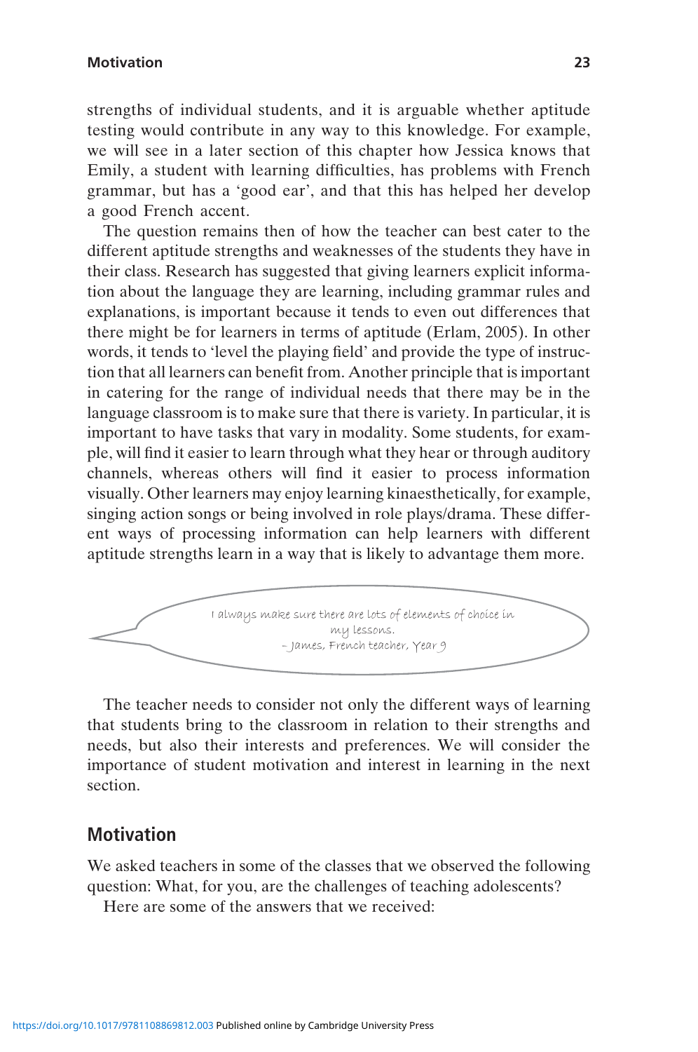strengths of individual students, and it is arguable whether aptitude testing would contribute in any way to this knowledge. For example, we will see in a later section of this chapter how Jessica knows that Emily, a student with learning difficulties, has problems with French grammar, but has a 'good ear', and that this has helped her develop a good French accent.

The question remains then of how the teacher can best cater to the different aptitude strengths and weaknesses of the students they have in their class. Research has suggested that giving learners explicit information about the language they are learning, including grammar rules and explanations, is important because it tends to even out differences that there might be for learners in terms of aptitude (Erlam, 2005). In other words, it tends to 'level the playing field' and provide the type of instruction that all learners can benefit from. Another principle that is important in catering for the range of individual needs that there may be in the language classroom is to make sure that there is variety. In particular, it is important to have tasks that vary in modality. Some students, for example, will find it easier to learn through what they hear or through auditory channels, whereas others will find it easier to process information visually. Other learners may enjoy learning kinaesthetically, for example, singing action songs or being involved in role plays/drama. These different ways of processing information can help learners with different aptitude strengths learn in a way that is likely to advantage them more.

> I always make sure there are lots of elements of choice in my lessons.
> – James, French teacher, Year 9

The teacher needs to consider not only the different ways of learning that students bring to the classroom in relation to their strengths and needs, but also their interests and preferences. We will consider the importance of student motivation and interest in learning in the next section.

## Motivation

We asked teachers in some of the classes that we observed the following question: What, for you, are the challenges of teaching adolescents?

Here are some of the answers that we received: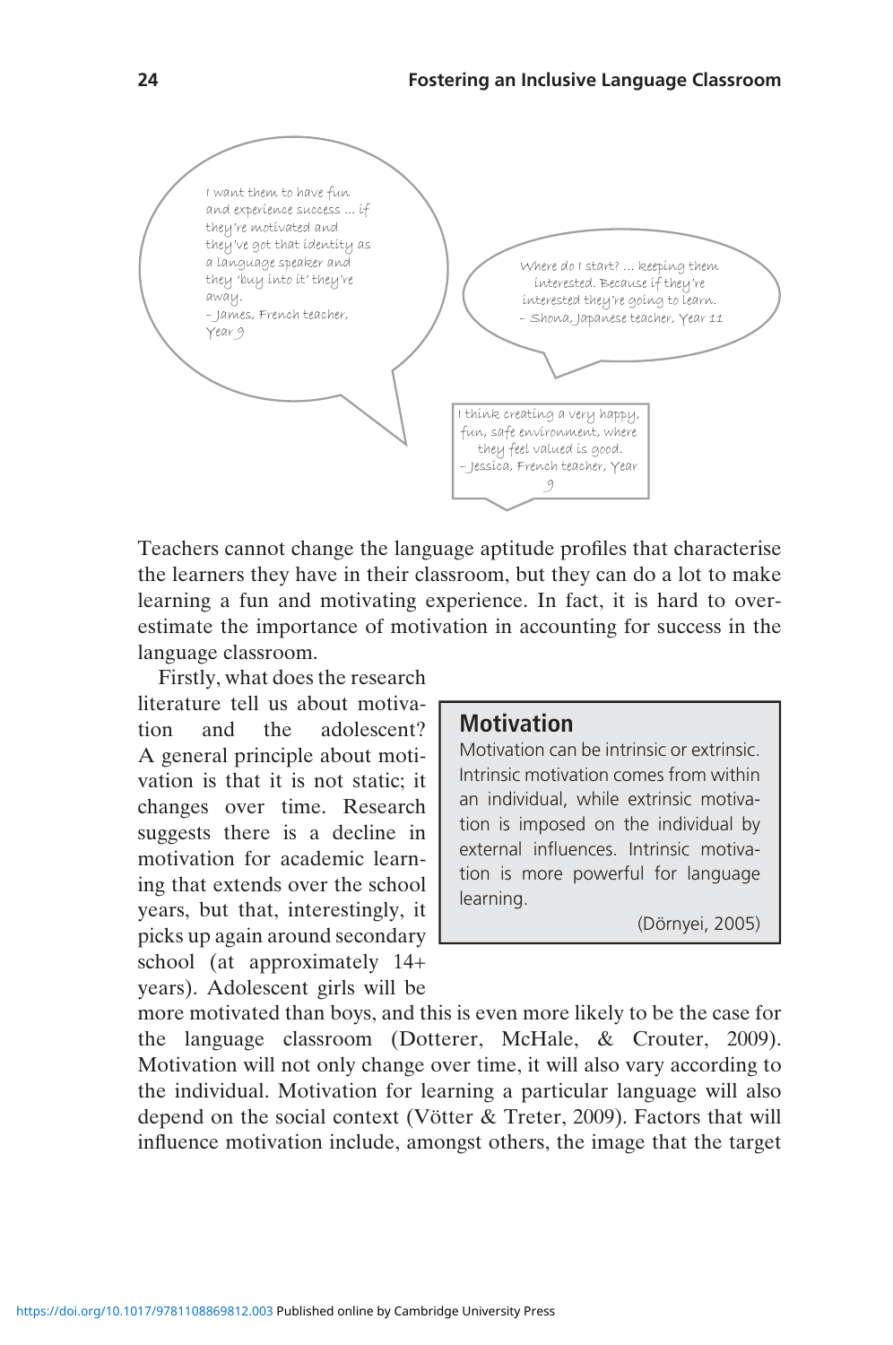> I want them to have fun and experience success ... if they're motivated and they've got that identity as a language speaker and they 'buy into it' they're away.
> – James, French teacher, Year 9

> Where do I start? ... keeping them interested. Because if they're interested they're going to learn.
> – Shona, Japanese teacher, Year 11

> I think creating a very happy, fun, safe environment, where they feel valued is good.
> – Jessica, French teacher, Year 9

Teachers cannot change the language aptitude profiles that characterise the learners they have in their classroom, but they can do a lot to make learning a fun and motivating experience. In fact, it is hard to overestimate the importance of motivation in accounting for success in the language classroom.

> **Motivation**
>
> Motivation can be intrinsic or extrinsic. Intrinsic motivation comes from within an individual, while extrinsic motivation is imposed on the individual by external influences. Intrinsic motivation is more powerful for language learning.
>
> (Dörnyei, 2005)

Firstly, what does the research literature tell us about motivation and the adolescent? A general principle about motivation is that it is not static; it changes over time. Research suggests there is a decline in motivation for academic learning that extends over the school years, but that, interestingly, it picks up again around secondary school (at approximately 14+ years). Adolescent girls will be more motivated than boys, and this is even more likely to be the case for the language classroom (Dotterer, McHale, & Crouter, 2009). Motivation will not only change over time, it will also vary according to the individual. Motivation for learning a particular language will also depend on the social context (Vötter & Treter, 2009). Factors that will influence motivation include, amongst others, the image that the target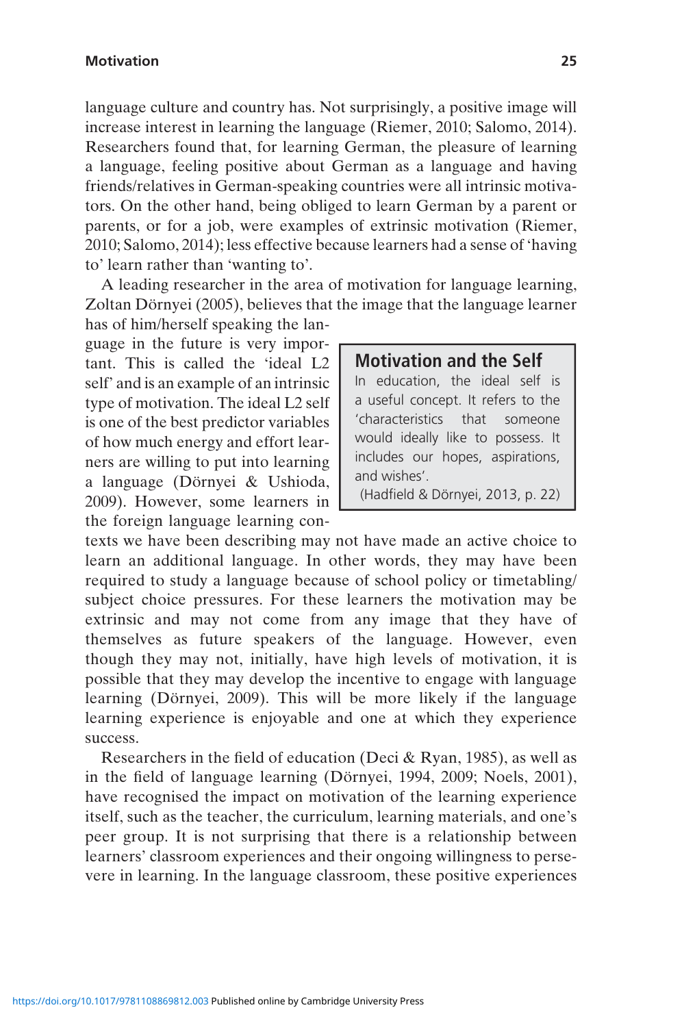language culture and country has. Not surprisingly, a positive image will increase interest in learning the language (Riemer, 2010; Salomo, 2014). Researchers found that, for learning German, the pleasure of learning a language, feeling positive about German as a language and having friends/relatives in German-speaking countries were all intrinsic motivators. On the other hand, being obliged to learn German by a parent or parents, or for a job, were examples of extrinsic motivation (Riemer, 2010; Salomo, 2014); less effective because learners had a sense of 'having to' learn rather than 'wanting to'.

A leading researcher in the area of motivation for language learning, Zoltan Dörnyei (2005), believes that the image that the language learner has of him/herself speaking the language in the future is very important. This is called the 'ideal L2 self' and is an example of an intrinsic type of motivation. The ideal L2 self is one of the best predictor variables of how much energy and effort learners are willing to put into learning a language (Dörnyei & Ushioda, 2009). However, some learners in the foreign language learning contexts we have been describing may not have made an active choice to learn an additional language. In other words, they may have been required to study a language because of school policy or timetabling/subject choice pressures. For these learners the motivation may be extrinsic and may not come from any image that they have of themselves as future speakers of the language. However, even though they may not, initially, have high levels of motivation, it is possible that they may develop the incentive to engage with language learning (Dörnyei, 2009). This will be more likely if the language learning experience is enjoyable and one at which they experience success.

> **Motivation and the Self**
>
> In education, the ideal self is a useful concept. It refers to the 'characteristics that someone would ideally like to possess. It includes our hopes, aspirations, and wishes'.
>
> (Hadfield & Dörnyei, 2013, p. 22)

Researchers in the field of education (Deci & Ryan, 1985), as well as in the field of language learning (Dörnyei, 1994, 2009; Noels, 2001), have recognised the impact on motivation of the learning experience itself, such as the teacher, the curriculum, learning materials, and one's peer group. It is not surprising that there is a relationship between learners' classroom experiences and their ongoing willingness to persevere in learning. In the language classroom, these positive experiences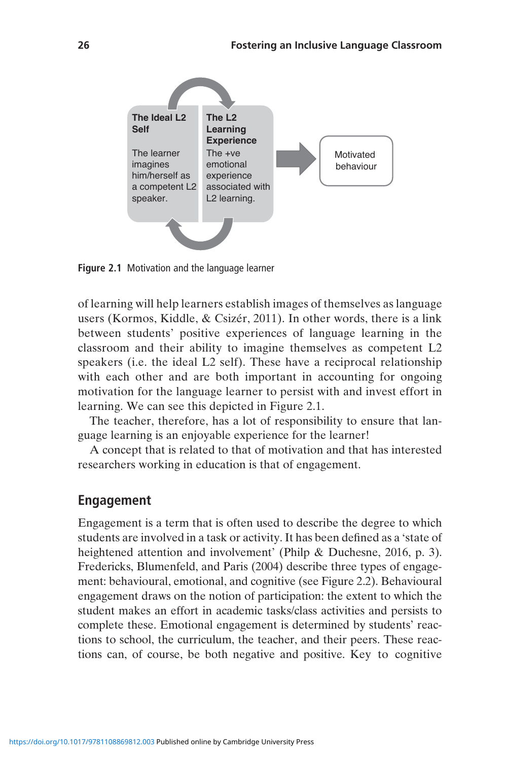The Ideal L2 Self

The learner imagines him/herself as a competent L2 speaker.

The L2 Learning Experience

The +ve emotional experience associated with L2 learning.

Motivated behaviour

Figure 2.1 Motivation and the language learner

of learning will help learners establish images of themselves as language users (Kormos, Kiddle, & Csizér, 2011). In other words, there is a link between students' positive experiences of language learning in the classroom and their ability to imagine themselves as competent L2 speakers (i.e. the ideal L2 self). These have a reciprocal relationship with each other and are both important in accounting for ongoing motivation for the language learner to persist with and invest effort in learning. We can see this depicted in Figure 2.1.

The teacher, therefore, has a lot of responsibility to ensure that language learning is an enjoyable experience for the learner!

A concept that is related to that of motivation and that has interested researchers working in education is that of engagement.

## Engagement

Engagement is a term that is often used to describe the degree to which students are involved in a task or activity. It has been defined as a 'state of heightened attention and involvement' (Philp & Duchesne, 2016, p. 3). Fredericks, Blumenfeld, and Paris (2004) describe three types of engagement: behavioural, emotional, and cognitive (see Figure 2.2). Behavioural engagement draws on the notion of participation: the extent to which the student makes an effort in academic tasks/class activities and persists to complete these. Emotional engagement is determined by students' reactions to school, the curriculum, the teacher, and their peers. These reactions can, of course, be both negative and positive. Key to cognitive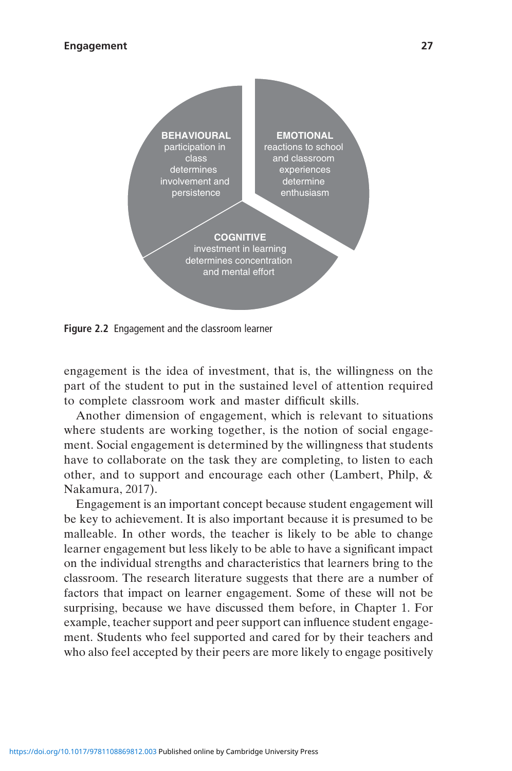**BEHAVIOURAL** participation in class determines involvement and persistence

**EMOTIONAL** reactions to school and classroom experiences determine enthusiasm

**COGNITIVE** investment in learning determines concentration and mental effort

**Figure 2.2** Engagement and the classroom learner

engagement is the idea of investment, that is, the willingness on the part of the student to put in the sustained level of attention required to complete classroom work and master difficult skills.

Another dimension of engagement, which is relevant to situations where students are working together, is the notion of social engagement. Social engagement is determined by the willingness that students have to collaborate on the task they are completing, to listen to each other, and to support and encourage each other (Lambert, Philp, & Nakamura, 2017).

Engagement is an important concept because student engagement will be key to achievement. It is also important because it is presumed to be malleable. In other words, the teacher is likely to be able to change learner engagement but less likely to be able to have a significant impact on the individual strengths and characteristics that learners bring to the classroom. The research literature suggests that there are a number of factors that impact on learner engagement. Some of these will not be surprising, because we have discussed them before, in Chapter 1. For example, teacher support and peer support can influence student engagement. Students who feel supported and cared for by their teachers and who also feel accepted by their peers are more likely to engage positively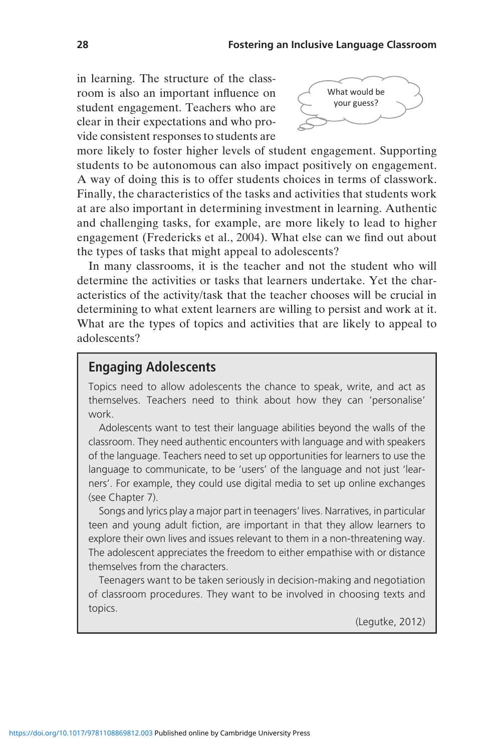in learning. The structure of the classroom is also an important influence on student engagement. Teachers who are clear in their expectations and who provide consistent responses to students are more likely to foster higher levels of student engagement. Supporting students to be autonomous can also impact positively on engagement. A way of doing this is to offer students choices in terms of classwork. Finally, the characteristics of the tasks and activities that students work at are also important in determining investment in learning. Authentic and challenging tasks, for example, are more likely to lead to higher engagement (Fredericks et al., 2004). What else can we find out about the types of tasks that might appeal to adolescents?

What would be your guess?

In many classrooms, it is the teacher and not the student who will determine the activities or tasks that learners undertake. Yet the characteristics of the activity/task that the teacher chooses will be crucial in determining to what extent learners are willing to persist and work at it. What are the types of topics and activities that are likely to appeal to adolescents?

## Engaging Adolescents

Topics need to allow adolescents the chance to speak, write, and act as themselves. Teachers need to think about how they can 'personalise' work.

Adolescents want to test their language abilities beyond the walls of the classroom. They need authentic encounters with language and with speakers of the language. Teachers need to set up opportunities for learners to use the language to communicate, to be 'users' of the language and not just 'learners'. For example, they could use digital media to set up online exchanges (see Chapter 7).

Songs and lyrics play a major part in teenagers' lives. Narratives, in particular teen and young adult fiction, are important in that they allow learners to explore their own lives and issues relevant to them in a non-threatening way. The adolescent appreciates the freedom to either empathise with or distance themselves from the characters.

Teenagers want to be taken seriously in decision-making and negotiation of classroom procedures. They want to be involved in choosing texts and topics.

(Legutke, 2012)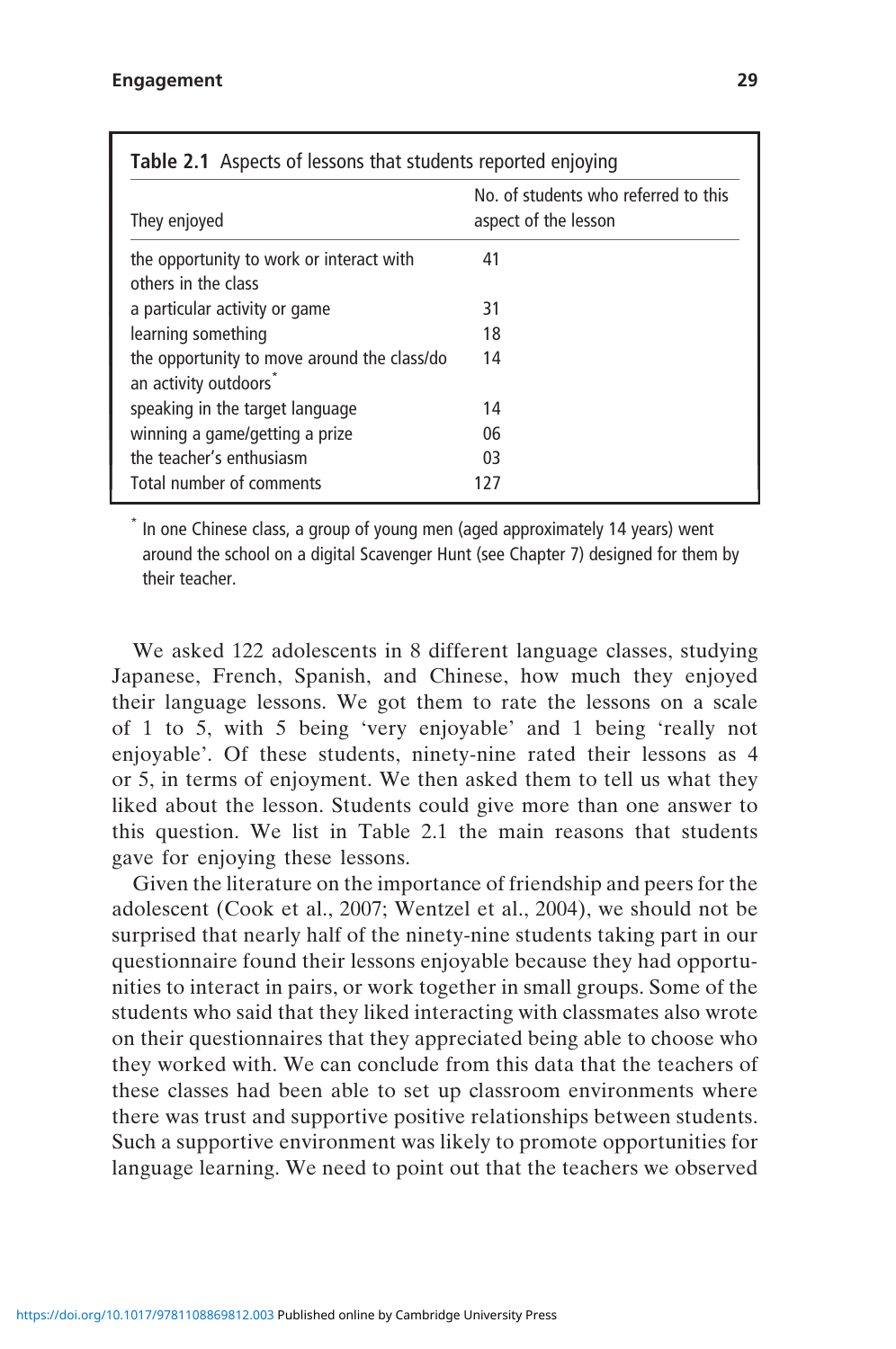**Table 2.1** Aspects of lessons that students reported enjoying

| They enjoyed | No. of students who referred to this aspect of the lesson |
|---|---|
| the opportunity to work or interact with others in the class | 41 |
| a particular activity or game | 31 |
| learning something | 18 |
| the opportunity to move around the class/do an activity outdoors* | 14 |
| speaking in the target language | 14 |
| winning a game/getting a prize | 06 |
| the teacher's enthusiasm | 03 |
| Total number of comments | 127 |

* In one Chinese class, a group of young men (aged approximately 14 years) went around the school on a digital Scavenger Hunt (see Chapter 7) designed for them by their teacher.

We asked 122 adolescents in 8 different language classes, studying Japanese, French, Spanish, and Chinese, how much they enjoyed their language lessons. We got them to rate the lessons on a scale of 1 to 5, with 5 being 'very enjoyable' and 1 being 'really not enjoyable'. Of these students, ninety-nine rated their lessons as 4 or 5, in terms of enjoyment. We then asked them to tell us what they liked about the lesson. Students could give more than one answer to this question. We list in Table 2.1 the main reasons that students gave for enjoying these lessons.

Given the literature on the importance of friendship and peers for the adolescent (Cook et al., 2007; Wentzel et al., 2004), we should not be surprised that nearly half of the ninety-nine students taking part in our questionnaire found their lessons enjoyable because they had opportunities to interact in pairs, or work together in small groups. Some of the students who said that they liked interacting with classmates also wrote on their questionnaires that they appreciated being able to choose who they worked with. We can conclude from this data that the teachers of these classes had been able to set up classroom environments where there was trust and supportive positive relationships between students. Such a supportive environment was likely to promote opportunities for language learning. We need to point out that the teachers we observed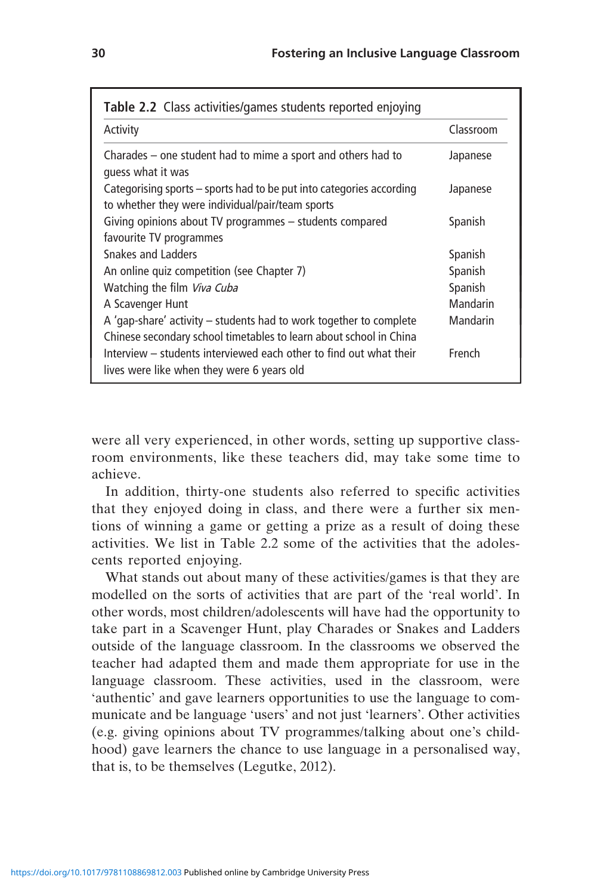**Table 2.2** Class activities/games students reported enjoying

| Activity | Classroom |
|---|---|
| Charades – one student had to mime a sport and others had to guess what it was | Japanese |
| Categorising sports – sports had to be put into categories according to whether they were individual/pair/team sports | Japanese |
| Giving opinions about TV programmes – students compared favourite TV programmes | Spanish |
| Snakes and Ladders | Spanish |
| An online quiz competition (see Chapter 7) | Spanish |
| Watching the film *Viva Cuba* | Spanish |
| A Scavenger Hunt | Mandarin |
| A 'gap-share' activity – students had to work together to complete Chinese secondary school timetables to learn about school in China | Mandarin |
| Interview – students interviewed each other to find out what their lives were like when they were 6 years old | French |

were all very experienced, in other words, setting up supportive classroom environments, like these teachers did, may take some time to achieve.

In addition, thirty-one students also referred to specific activities that they enjoyed doing in class, and there were a further six mentions of winning a game or getting a prize as a result of doing these activities. We list in Table 2.2 some of the activities that the adolescents reported enjoying.

What stands out about many of these activities/games is that they are modelled on the sorts of activities that are part of the 'real world'. In other words, most children/adolescents will have had the opportunity to take part in a Scavenger Hunt, play Charades or Snakes and Ladders outside of the language classroom. In the classrooms we observed the teacher had adapted them and made them appropriate for use in the language classroom. These activities, used in the classroom, were 'authentic' and gave learners opportunities to use the language to communicate and be language 'users' and not just 'learners'. Other activities (e.g. giving opinions about TV programmes/talking about one's childhood) gave learners the chance to use language in a personalised way, that is, to be themselves (Legutke, 2012).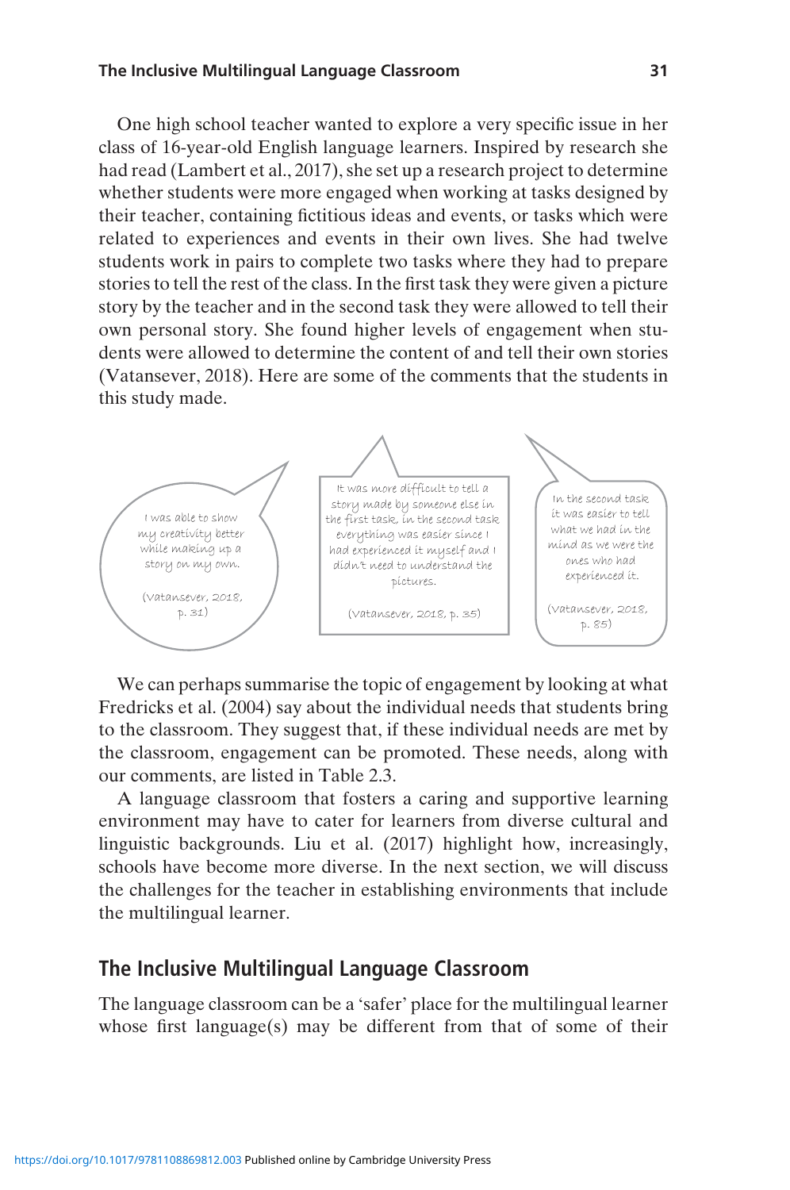One high school teacher wanted to explore a very specific issue in her class of 16-year-old English language learners. Inspired by research she had read (Lambert et al., 2017), she set up a research project to determine whether students were more engaged when working at tasks designed by their teacher, containing fictitious ideas and events, or tasks which were related to experiences and events in their own lives. She had twelve students work in pairs to complete two tasks where they had to prepare stories to tell the rest of the class. In the first task they were given a picture story by the teacher and in the second task they were allowed to tell their own personal story. She found higher levels of engagement when students were allowed to determine the content of and tell their own stories (Vatansever, 2018). Here are some of the comments that the students in this study made.

> I was able to show my creativity better while making up a story on my own.
>
> (Vatansever, 2018, p. 31)

> It was more difficult to tell a story made by someone else in the first task, in the second task everything was easier since I had experienced it myself and I didn't need to understand the pictures.
>
> (Vatansever, 2018, p. 35)

> In the second task it was easier to tell what we had in the mind as we were the ones who had experienced it.
>
> (Vatansever, 2018, p. 85)

We can perhaps summarise the topic of engagement by looking at what Fredricks et al. (2004) say about the individual needs that students bring to the classroom. They suggest that, if these individual needs are met by the classroom, engagement can be promoted. These needs, along with our comments, are listed in Table 2.3.

A language classroom that fosters a caring and supportive learning environment may have to cater for learners from diverse cultural and linguistic backgrounds. Liu et al. (2017) highlight how, increasingly, schools have become more diverse. In the next section, we will discuss the challenges for the teacher in establishing environments that include the multilingual learner.

## The Inclusive Multilingual Language Classroom

The language classroom can be a 'safer' place for the multilingual learner whose first language(s) may be different from that of some of their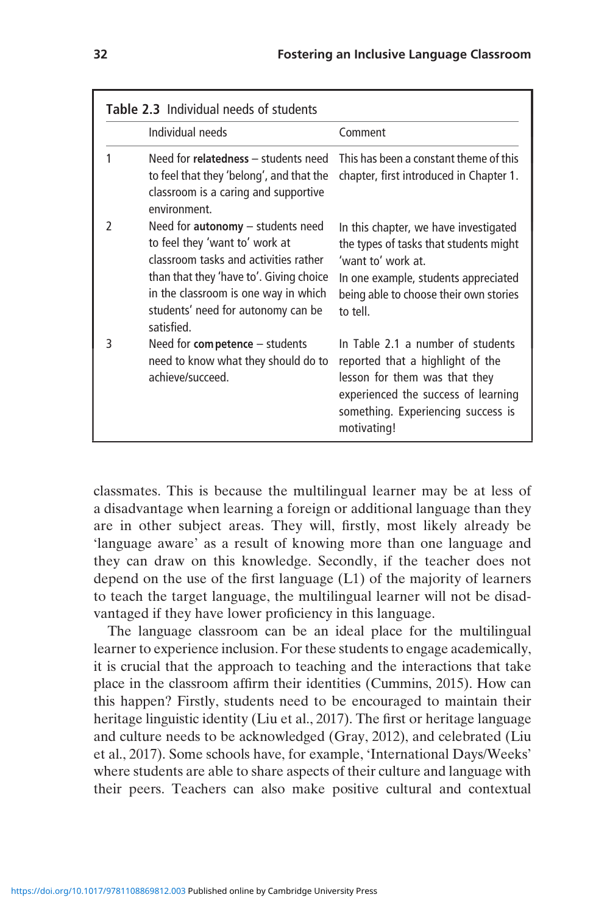**Table 2.3** Individual needs of students

| | Individual needs | Comment |
|---|---|---|
| 1 | Need for **relatedness** – students need to feel that they 'belong', and that the classroom is a caring and supportive environment. | This has been a constant theme of this chapter, first introduced in Chapter 1. |
| 2 | Need for **autonomy** – students need to feel they 'want to' work at classroom tasks and activities rather than that they 'have to'. Giving choice in the classroom is one way in which students' need for autonomy can be satisfied. | In this chapter, we have investigated the types of tasks that students might 'want to' work at. In one example, students appreciated being able to choose their own stories to tell. |
| 3 | Need for **competence** – students need to know what they should do to achieve/succeed. | In Table 2.1 a number of students reported that a highlight of the lesson for them was that they experienced the success of learning something. Experiencing success is motivating! |

classmates. This is because the multilingual learner may be at less of a disadvantage when learning a foreign or additional language than they are in other subject areas. They will, firstly, most likely already be 'language aware' as a result of knowing more than one language and they can draw on this knowledge. Secondly, if the teacher does not depend on the use of the first language (L1) of the majority of learners to teach the target language, the multilingual learner will not be disadvantaged if they have lower proficiency in this language.

The language classroom can be an ideal place for the multilingual learner to experience inclusion. For these students to engage academically, it is crucial that the approach to teaching and the interactions that take place in the classroom affirm their identities (Cummins, 2015). How can this happen? Firstly, students need to be encouraged to maintain their heritage linguistic identity (Liu et al., 2017). The first or heritage language and culture needs to be acknowledged (Gray, 2012), and celebrated (Liu et al., 2017). Some schools have, for example, 'International Days/Weeks' where students are able to share aspects of their culture and language with their peers. Teachers can also make positive cultural and contextual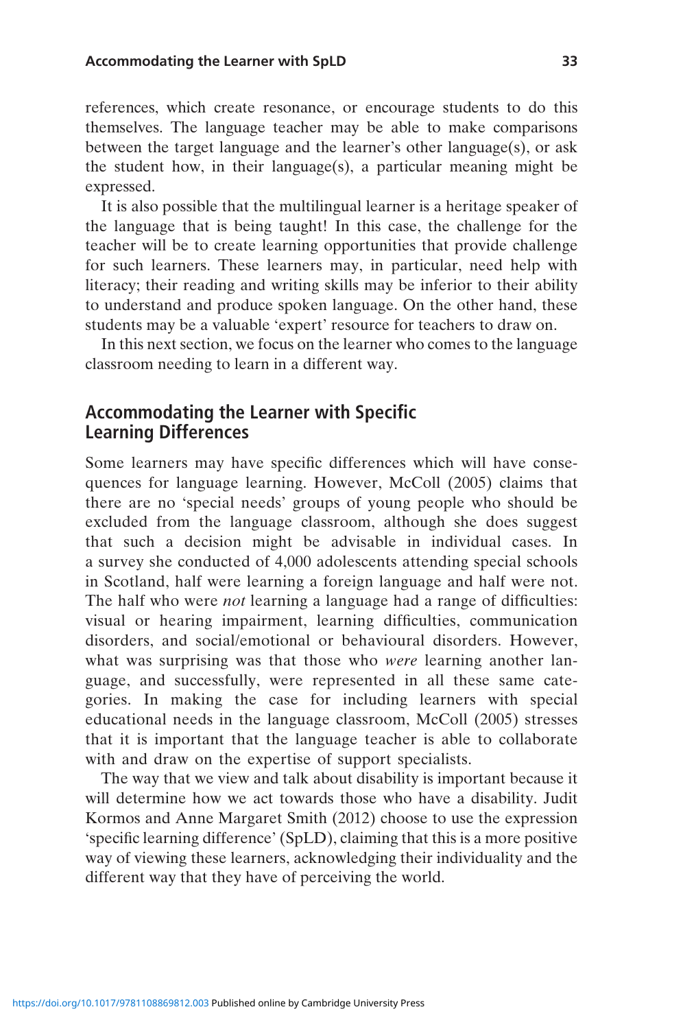references, which create resonance, or encourage students to do this themselves. The language teacher may be able to make comparisons between the target language and the learner's other language(s), or ask the student how, in their language(s), a particular meaning might be expressed.

It is also possible that the multilingual learner is a heritage speaker of the language that is being taught! In this case, the challenge for the teacher will be to create learning opportunities that provide challenge for such learners. These learners may, in particular, need help with literacy; their reading and writing skills may be inferior to their ability to understand and produce spoken language. On the other hand, these students may be a valuable 'expert' resource for teachers to draw on.

In this next section, we focus on the learner who comes to the language classroom needing to learn in a different way.

## Accommodating the Learner with Specific Learning Differences

Some learners may have specific differences which will have consequences for language learning. However, McColl (2005) claims that there are no 'special needs' groups of young people who should be excluded from the language classroom, although she does suggest that such a decision might be advisable in individual cases. In a survey she conducted of 4,000 adolescents attending special schools in Scotland, half were learning a foreign language and half were not. The half who were *not* learning a language had a range of difficulties: visual or hearing impairment, learning difficulties, communication disorders, and social/emotional or behavioural disorders. However, what was surprising was that those who *were* learning another language, and successfully, were represented in all these same categories. In making the case for including learners with special educational needs in the language classroom, McColl (2005) stresses that it is important that the language teacher is able to collaborate with and draw on the expertise of support specialists.

The way that we view and talk about disability is important because it will determine how we act towards those who have a disability. Judit Kormos and Anne Margaret Smith (2012) choose to use the expression 'specific learning difference' (SpLD), claiming that this is a more positive way of viewing these learners, acknowledging their individuality and the different way that they have of perceiving the world.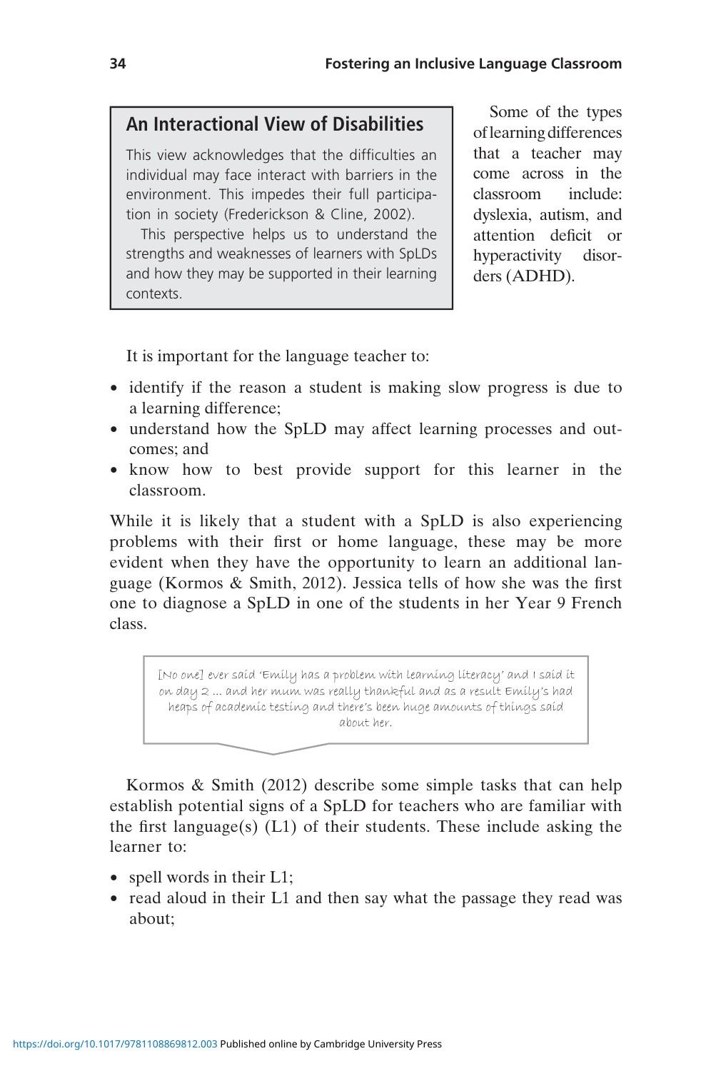### An Interactional View of Disabilities

This view acknowledges that the difficulties an individual may face interact with barriers in the environment. This impedes their full participation in society (Fredrickson & Cline, 2002).

This perspective helps us to understand the strengths and weaknesses of learners with SpLDs and how they may be supported in their learning contexts.

Some of the types of learning differences that a teacher may come across in the classroom include: dyslexia, autism, and attention deficit or hyperactivity disorders (ADHD).

It is important for the language teacher to:

- identify if the reason a student is making slow progress is due to a learning difference;
- understand how the SpLD may affect learning processes and outcomes; and
- know how to best provide support for this learner in the classroom.

While it is likely that a student with a SpLD is also experiencing problems with their first or home language, these may be more evident when they have the opportunity to learn an additional language (Kormos & Smith, 2012). Jessica tells of how she was the first one to diagnose a SpLD in one of the students in her Year 9 French class.

> [No one] ever said 'Emily has a problem with learning literacy' and I said it on day 2 ... and her mum was really thankful and as a result Emily's had heaps of academic testing and there's been huge amounts of things said about her.

Kormos & Smith (2012) describe some simple tasks that can help establish potential signs of a SpLD for teachers who are familiar with the first language(s) (L1) of their students. These include asking the learner to:

- spell words in their L1;
- read aloud in their L1 and then say what the passage they read was about;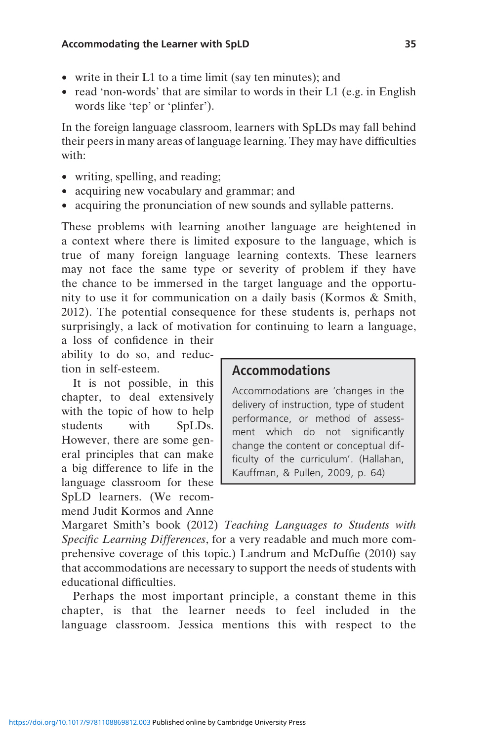- write in their L1 to a time limit (say ten minutes); and
- read 'non-words' that are similar to words in their L1 (e.g. in English words like 'tep' or 'plinfer').

In the foreign language classroom, learners with SpLDs may fall behind their peers in many areas of language learning. They may have difficulties with:

- writing, spelling, and reading;
- acquiring new vocabulary and grammar; and
- acquiring the pronunciation of new sounds and syllable patterns.

These problems with learning another language are heightened in a context where there is limited exposure to the language, which is true of many foreign language learning contexts. These learners may not face the same type or severity of problem if they have the chance to be immersed in the target language and the opportunity to use it for communication on a daily basis (Kormos & Smith, 2012). The potential consequence for these students is, perhaps not surprisingly, a lack of motivation for continuing to learn a language, a loss of confidence in their ability to do so, and reduction in self-esteem.

> **Accommodations**
>
> Accommodations are 'changes in the delivery of instruction, type of student performance, or method of assessment which do not significantly change the content or conceptual difficulty of the curriculum'. (Hallahan, Kauffman, & Pullen, 2009, p. 64)

It is not possible, in this chapter, to deal extensively with the topic of how to help students with SpLDs. However, there are some general principles that can make a big difference to life in the language classroom for these SpLD learners. (We recommend Judit Kormos and Anne Margaret Smith's book (2012) *Teaching Languages to Students with Specific Learning Differences*, for a very readable and much more comprehensive coverage of this topic.) Landrum and McDuffie (2010) say that accommodations are necessary to support the needs of students with educational difficulties.

Perhaps the most important principle, a constant theme in this chapter, is that the learner needs to feel included in the language classroom. Jessica mentions this with respect to the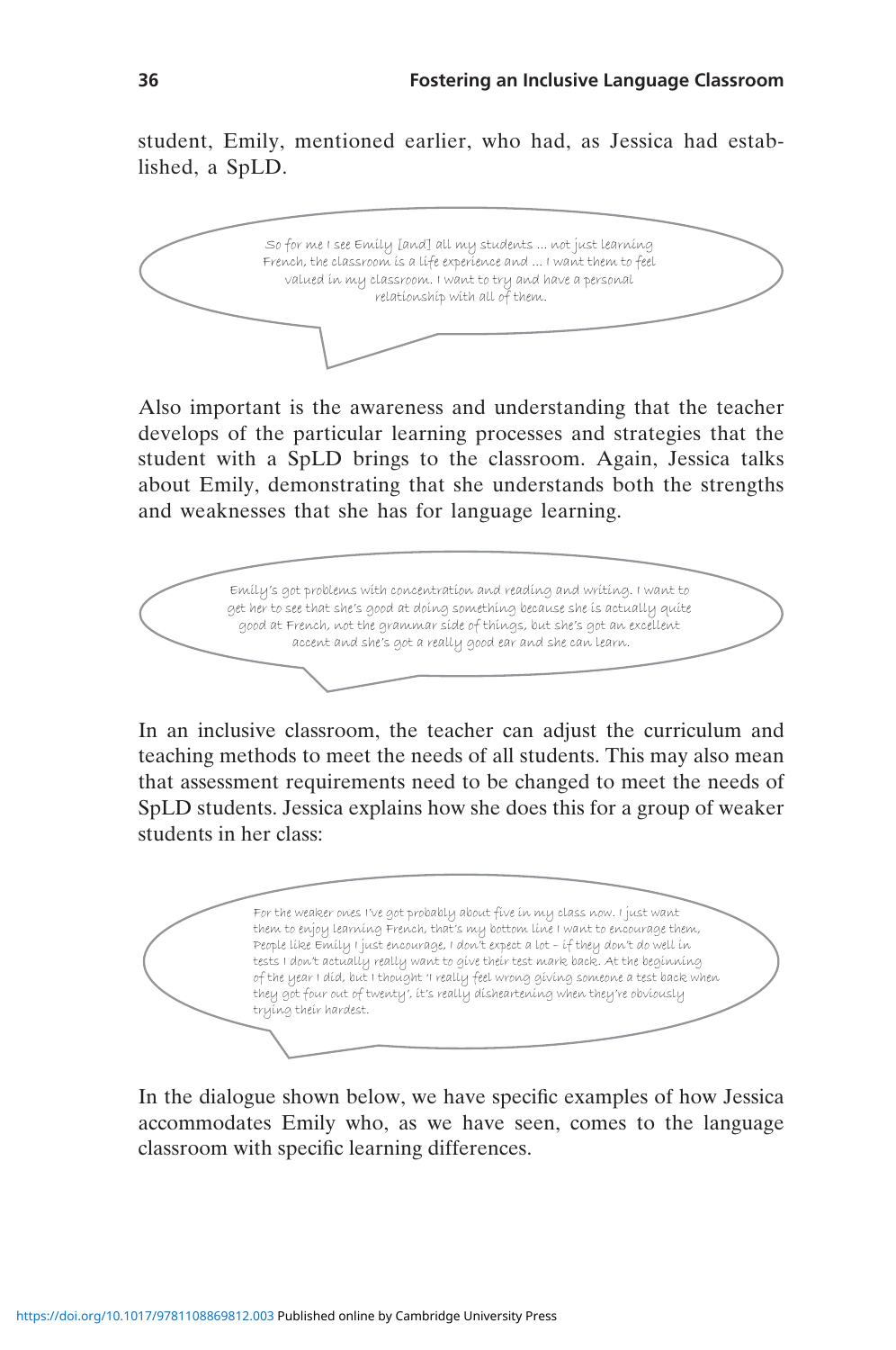student, Emily, mentioned earlier, who had, as Jessica had established, a SpLD.

> So for me I see Emily [and] all my students … not just learning French, the classroom is a life experience and … I want them to feel valued in my classroom. I want to try and have a personal relationship with all of them.

Also important is the awareness and understanding that the teacher develops of the particular learning processes and strategies that the student with a SpLD brings to the classroom. Again, Jessica talks about Emily, demonstrating that she understands both the strengths and weaknesses that she has for language learning.

> Emily's got problems with concentration and reading and writing. I want to get her to see that she's good at doing something because she is actually quite good at French, not the grammar side of things, but she's got an excellent accent and she's got a really good ear and she can learn.

In an inclusive classroom, the teacher can adjust the curriculum and teaching methods to meet the needs of all students. This may also mean that assessment requirements need to be changed to meet the needs of SpLD students. Jessica explains how she does this for a group of weaker students in her class:

> For the weaker ones I've got probably about five in my class now. I just want them to enjoy learning French, that's my bottom line I want to encourage them, People like Emily I just encourage, I don't expect a lot – if they don't do well in tests I don't actually really want to give their test mark back. At the beginning of the year I did, but I thought 'I really feel wrong giving someone a test back when they got four out of twenty', it's really disheartening when they're obviously trying their hardest.

In the dialogue shown below, we have specific examples of how Jessica accommodates Emily who, as we have seen, comes to the language classroom with specific learning differences.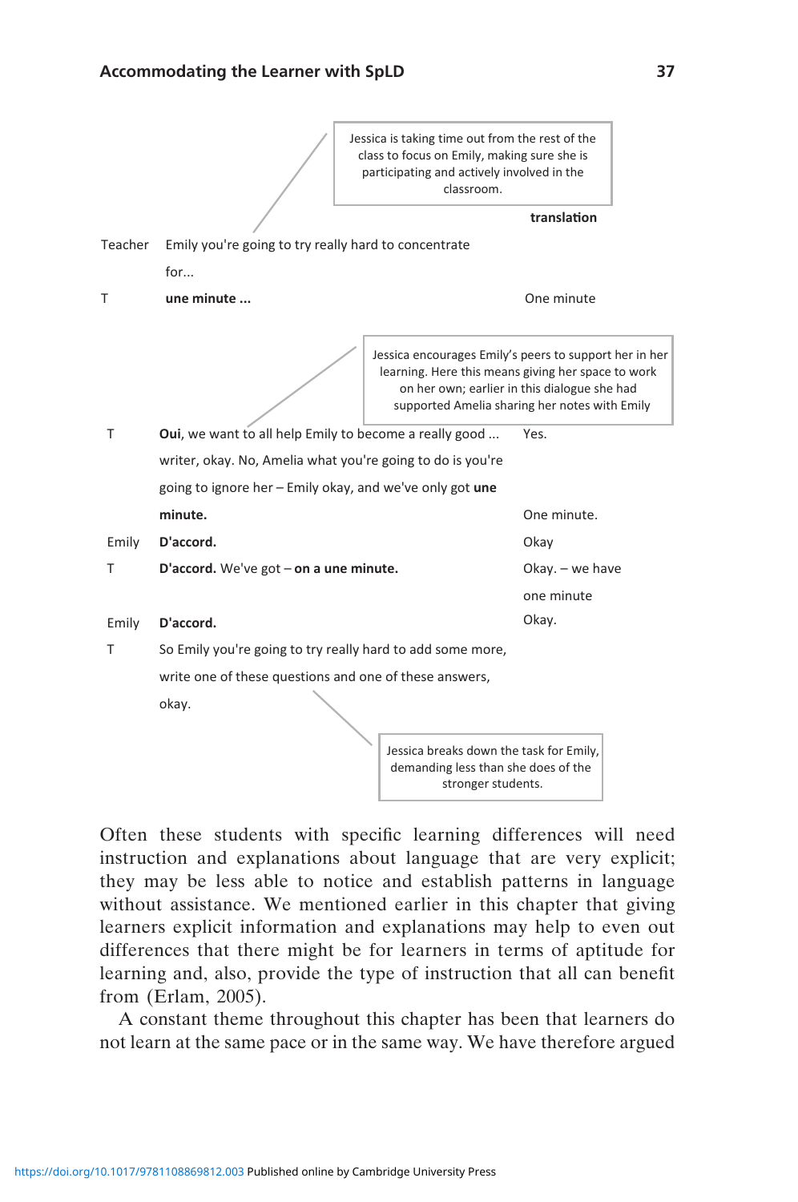> Jessica is taking time out from the rest of the class to focus on Emily, making sure she is participating and actively involved in the classroom.

| | | **translation** |
|---|---|---|
| Teacher | Emily you're going to try really hard to concentrate for... | |
| T | **une minute ...** | One minute |

> Jessica encourages Emily's peers to support her in her learning. Here this means giving her space to work on her own; earlier in this dialogue she had supported Amelia sharing her notes with Emily

| | | |
|---|---|---|
| T | **Oui**, we want to all help Emily to become a really good ... writer, okay. No, Amelia what you're going to do is you're going to ignore her – Emily okay, and we've only got **une minute.** | Yes. One minute. |
| Emily | **D'accord.** | Okay |
| T | **D'accord.** We've got – **on a une minute.** | Okay. – we have one minute |
| Emily | **D'accord.** | Okay. |
| T | So Emily you're going to try really hard to add some more, write one of these questions and one of these answers, okay. | |

> Jessica breaks down the task for Emily, demanding less than she does of the stronger students.

Often these students with specific learning differences will need instruction and explanations about language that are very explicit; they may be less able to notice and establish patterns in language without assistance. We mentioned earlier in this chapter that giving learners explicit information and explanations may help to even out differences that there might be for learners in terms of aptitude for learning and, also, provide the type of instruction that all can benefit from (Erlam, 2005).

A constant theme throughout this chapter has been that learners do not learn at the same pace or in the same way. We have therefore argued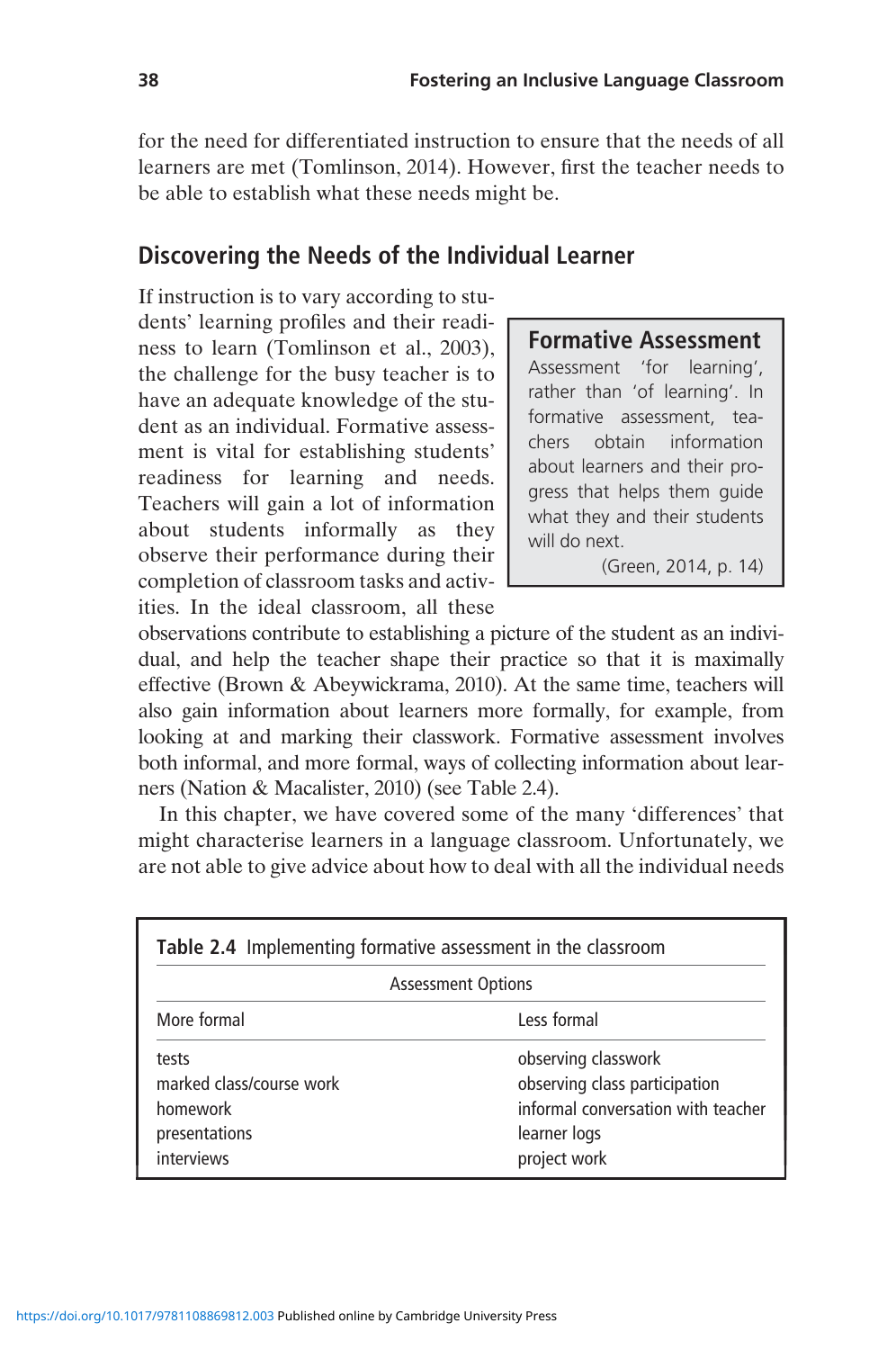for the need for differentiated instruction to ensure that the needs of all learners are met (Tomlinson, 2014). However, first the teacher needs to be able to establish what these needs might be.

## Discovering the Needs of the Individual Learner

If instruction is to vary according to students' learning profiles and their readiness to learn (Tomlinson et al., 2003), the challenge for the busy teacher is to have an adequate knowledge of the student as an individual. Formative assessment is vital for establishing students' readiness for learning and needs. Teachers will gain a lot of information about students informally as they observe their performance during their completion of classroom tasks and activities. In the ideal classroom, all these observations contribute to establishing a picture of the student as an individual, and help the teacher shape their practice so that it is maximally effective (Brown & Abeywickrama, 2010). At the same time, teachers will also gain information about learners more formally, for example, from looking at and marking their classwork. Formative assessment involves both informal, and more formal, ways of collecting information about learners (Nation & Macalister, 2010) (see Table 2.4).

> **Formative Assessment**
> Assessment 'for learning', rather than 'of learning'. In formative assessment, teachers obtain information about learners and their progress that helps them guide what they and their students will do next.
> (Green, 2014, p. 14)

In this chapter, we have covered some of the many 'differences' that might characterise learners in a language classroom. Unfortunately, we are not able to give advice about how to deal with all the individual needs

**Table 2.4** Implementing formative assessment in the classroom

| Assessment Options | |
|---|---|
| More formal | Less formal |
| tests | observing classwork |
| marked class/course work | observing class participation |
| homework | informal conversation with teacher |
| presentations | learner logs |
| interviews | project work |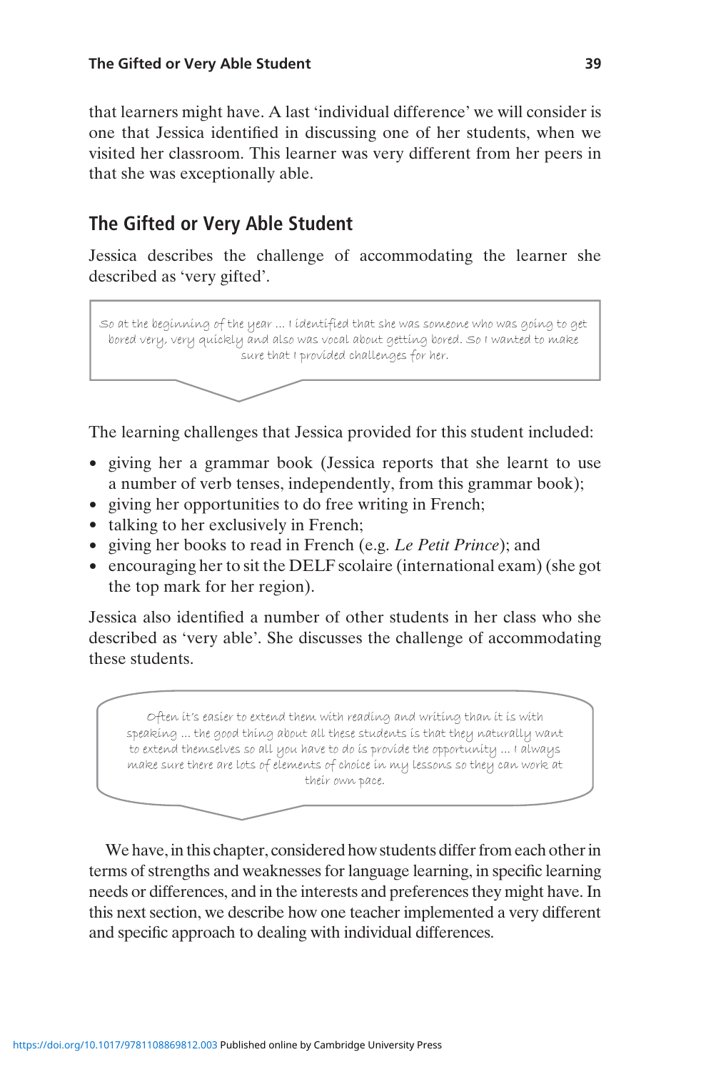that learners might have. A last 'individual difference' we will consider is one that Jessica identified in discussing one of her students, when we visited her classroom. This learner was very different from her peers in that she was exceptionally able.

## The Gifted or Very Able Student

Jessica describes the challenge of accommodating the learner she described as 'very gifted'.

> So at the beginning of the year ... I identified that she was someone who was going to get bored very, very quickly and also was vocal about getting bored. So I wanted to make sure that I provided challenges for her.

The learning challenges that Jessica provided for this student included:

- giving her a grammar book (Jessica reports that she learnt to use a number of verb tenses, independently, from this grammar book);
- giving her opportunities to do free writing in French;
- talking to her exclusively in French;
- giving her books to read in French (e.g. *Le Petit Prince*); and
- encouraging her to sit the DELF scolaire (international exam) (she got the top mark for her region).

Jessica also identified a number of other students in her class who she described as 'very able'. She discusses the challenge of accommodating these students.

> Often it's easier to extend them with reading and writing than it is with speaking ... the good thing about all these students is that they naturally want to extend themselves so all you have to do is provide the opportunity ... I always make sure there are lots of elements of choice in my lessons so they can work at their own pace.

We have, in this chapter, considered how students differ from each other in terms of strengths and weaknesses for language learning, in specific learning needs or differences, and in the interests and preferences they might have. In this next section, we describe how one teacher implemented a very different and specific approach to dealing with individual differences.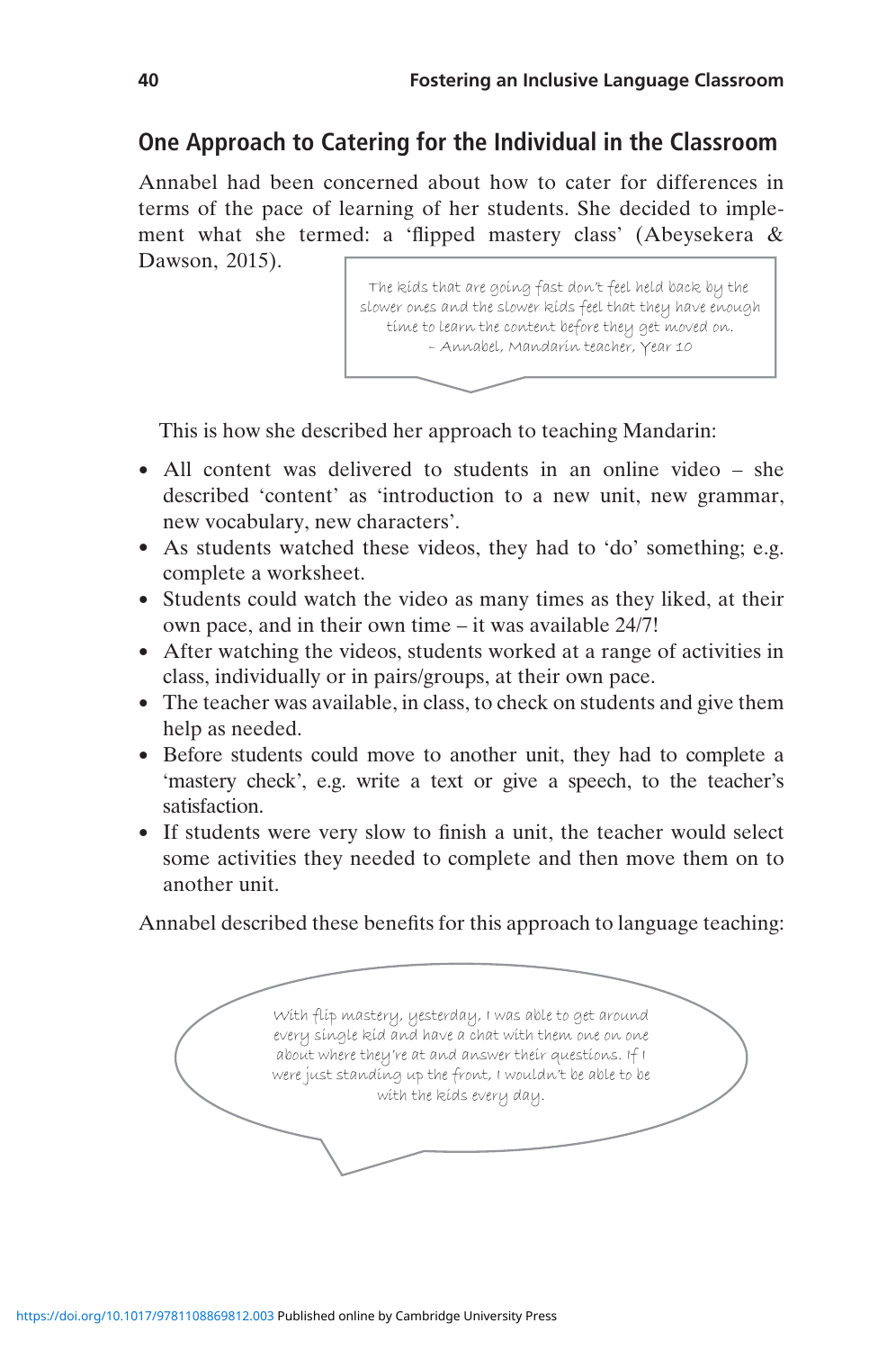## One Approach to Catering for the Individual in the Classroom

Annabel had been concerned about how to cater for differences in terms of the pace of learning of her students. She decided to implement what she termed: a 'flipped mastery class' (Abeysekera & Dawson, 2015).

> The kids that are going fast don't feel held back by the slower ones and the slower kids feel that they have enough time to learn the content before they get moved on.
> – Annabel, Mandarin teacher, Year 10

This is how she described her approach to teaching Mandarin:

- All content was delivered to students in an online video – she described 'content' as 'introduction to a new unit, new grammar, new vocabulary, new characters'.
- As students watched these videos, they had to 'do' something; e.g. complete a worksheet.
- Students could watch the video as many times as they liked, at their own pace, and in their own time – it was available 24/7!
- After watching the videos, students worked at a range of activities in class, individually or in pairs/groups, at their own pace.
- The teacher was available, in class, to check on students and give them help as needed.
- Before students could move to another unit, they had to complete a 'mastery check', e.g. write a text or give a speech, to the teacher's satisfaction.
- If students were very slow to finish a unit, the teacher would select some activities they needed to complete and then move them on to another unit.

Annabel described these benefits for this approach to language teaching:

> With flip mastery, yesterday, I was able to get around every single kid and have a chat with them one on one about where they're at and answer their questions. If I were just standing up the front, I wouldn't be able to be with the kids every day.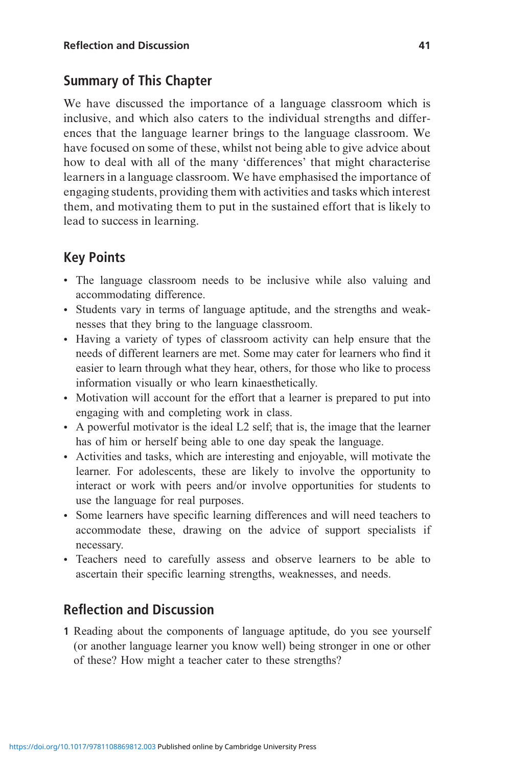## Summary of This Chapter

We have discussed the importance of a language classroom which is inclusive, and which also caters to the individual strengths and differences that the language learner brings to the language classroom. We have focused on some of these, whilst not being able to give advice about how to deal with all of the many 'differences' that might characterise learners in a language classroom. We have emphasised the importance of engaging students, providing them with activities and tasks which interest them, and motivating them to put in the sustained effort that is likely to lead to success in learning.

## Key Points

- The language classroom needs to be inclusive while also valuing and accommodating difference.
- Students vary in terms of language aptitude, and the strengths and weaknesses that they bring to the language classroom.
- Having a variety of types of classroom activity can help ensure that the needs of different learners are met. Some may cater for learners who find it easier to learn through what they hear, others, for those who like to process information visually or who learn kinaesthetically.
- Motivation will account for the effort that a learner is prepared to put into engaging with and completing work in class.
- A powerful motivator is the ideal L2 self; that is, the image that the learner has of him or herself being able to one day speak the language.
- Activities and tasks, which are interesting and enjoyable, will motivate the learner. For adolescents, these are likely to involve the opportunity to interact or work with peers and/or involve opportunities for students to use the language for real purposes.
- Some learners have specific learning differences and will need teachers to accommodate these, drawing on the advice of support specialists if necessary.
- Teachers need to carefully assess and observe learners to be able to ascertain their specific learning strengths, weaknesses, and needs.

## Reflection and Discussion

1. Reading about the components of language aptitude, do you see yourself (or another language learner you know well) being stronger in one or other of these? How might a teacher cater to these strengths?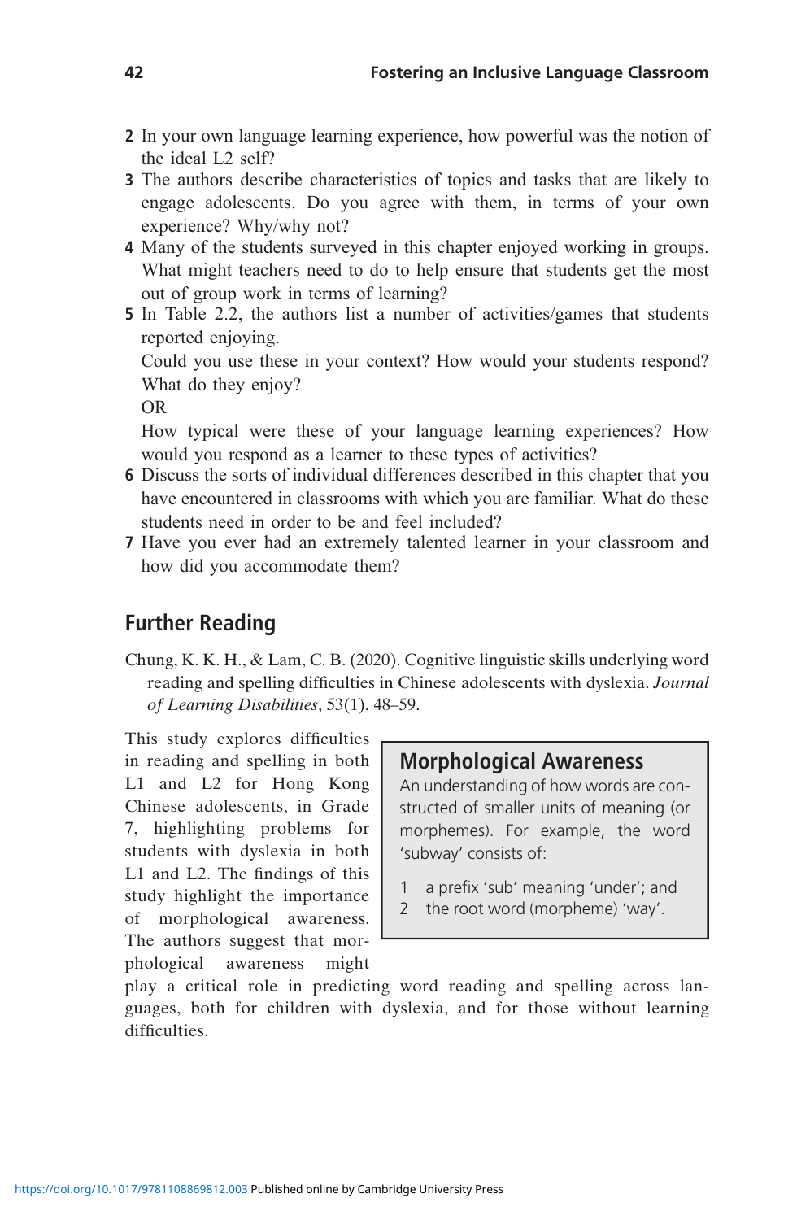2. In your own language learning experience, how powerful was the notion of the ideal L2 self?
3. The authors describe characteristics of topics and tasks that are likely to engage adolescents. Do you agree with them, in terms of your own experience? Why/why not?
4. Many of the students surveyed in this chapter enjoyed working in groups. What might teachers need to do to help ensure that students get the most out of group work in terms of learning?
5. In Table 2.2, the authors list a number of activities/games that students reported enjoying.

   Could you use these in your context? How would your students respond? What do they enjoy?

   OR

   How typical were these of your language learning experiences? How would you respond as a learner to these types of activities?
6. Discuss the sorts of individual differences described in this chapter that you have encountered in classrooms with which you are familiar. What do these students need in order to be and feel included?
7. Have you ever had an extremely talented learner in your classroom and how did you accommodate them?

## Further Reading

Chung, K. K. H., & Lam, C. B. (2020). Cognitive linguistic skills underlying word reading and spelling difficulties in Chinese adolescents with dyslexia. *Journal of Learning Disabilities*, 53(1), 48–59.

This study explores difficulties in reading and spelling in both L1 and L2 for Hong Kong Chinese adolescents, in Grade 7, highlighting problems for students with dyslexia in both L1 and L2. The findings of this study highlight the importance of morphological awareness. The authors suggest that morphological awareness might play a critical role in predicting word reading and spelling across languages, both for children with dyslexia, and for those without learning difficulties.

> **Morphological Awareness**
>
> An understanding of how words are constructed of smaller units of meaning (or morphemes). For example, the word 'subway' consists of:
>
> 1. a prefix 'sub' meaning 'under'; and
> 2. the root word (morpheme) 'way'.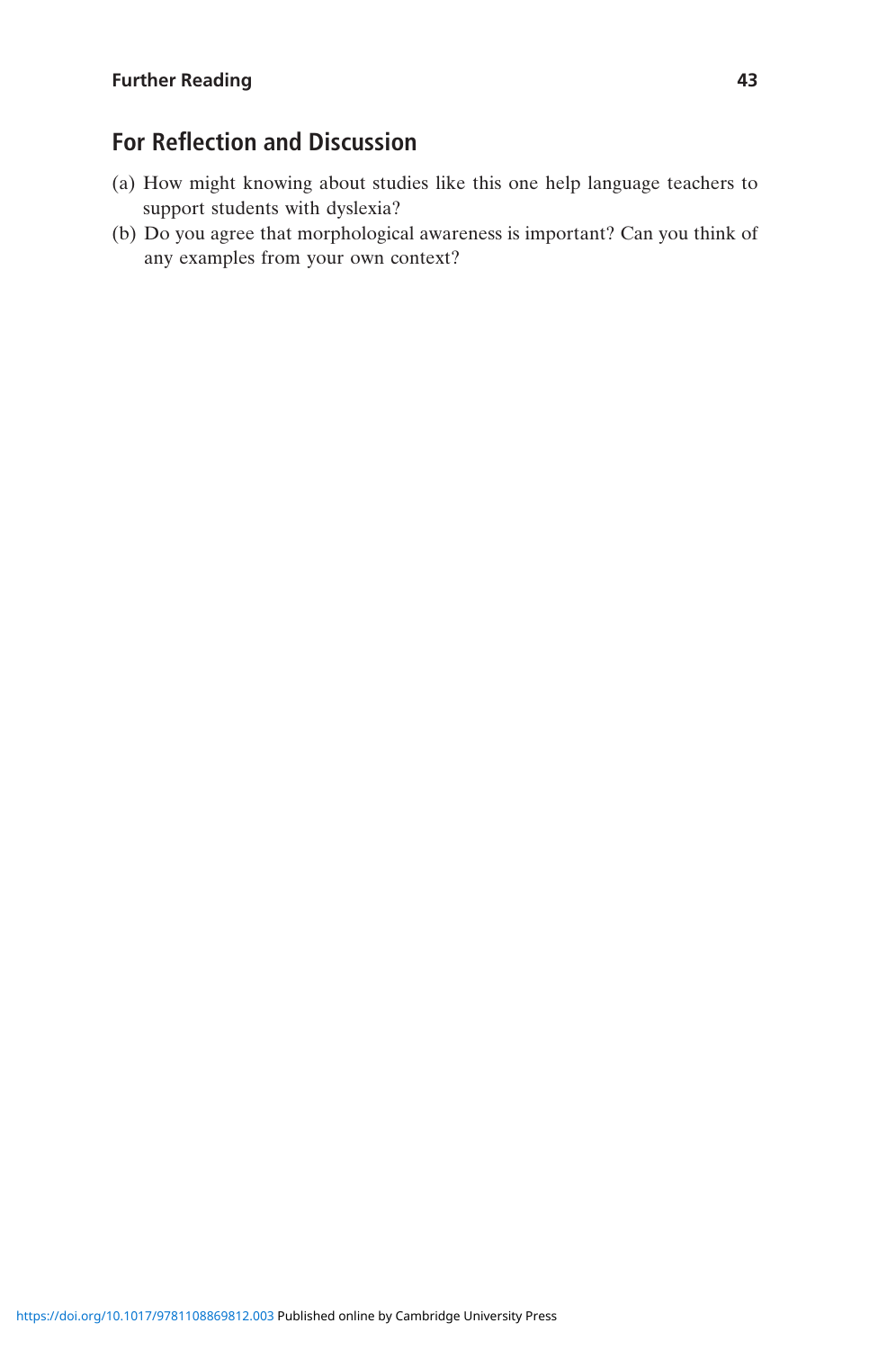## For Reflection and Discussion

(a) How might knowing about studies like this one help language teachers to support students with dyslexia?

(b) Do you agree that morphological awareness is important? Can you think of any examples from your own context?